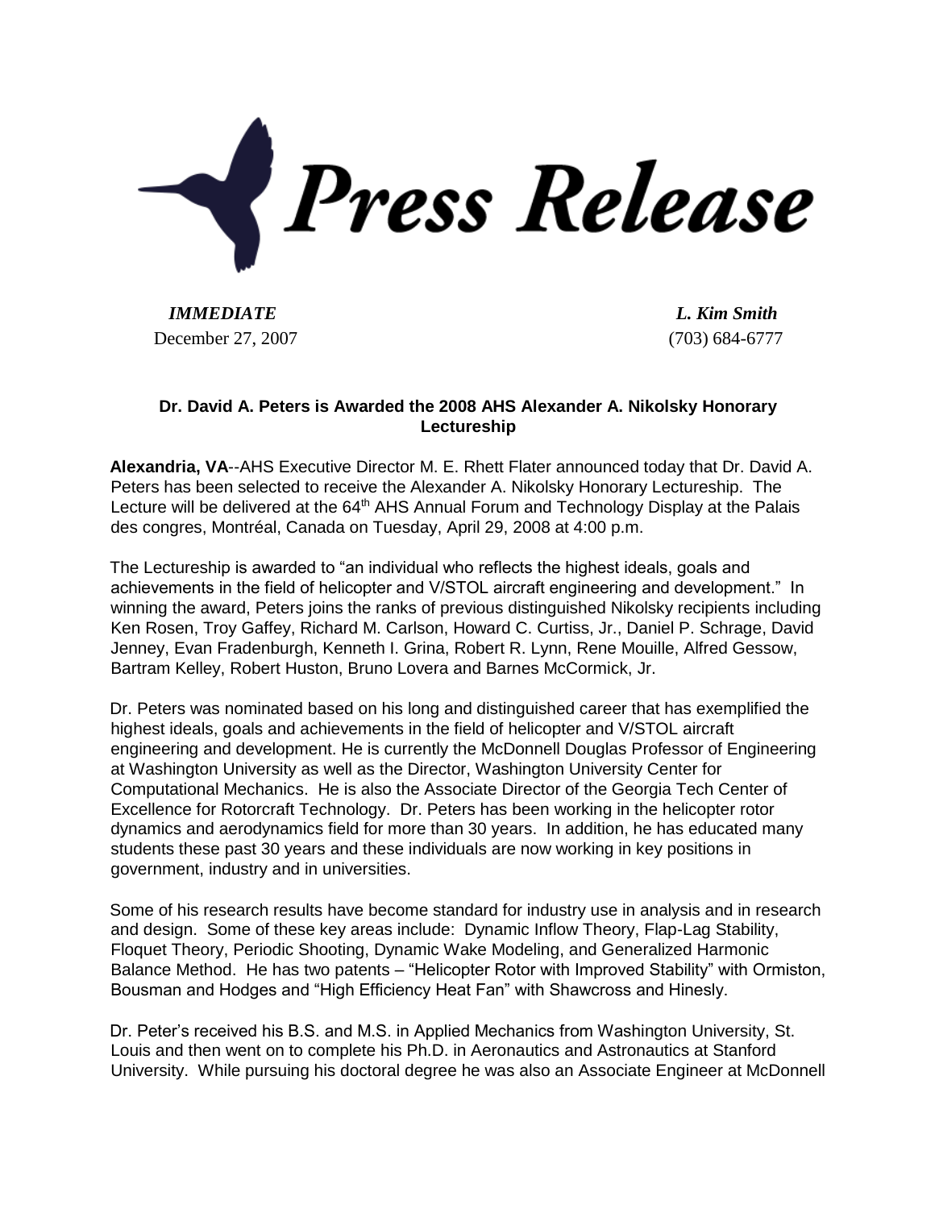# Press Release

*IMMEDIATE* | *L. Kim Smith*

December 27, 2007 | (703) 684-6777

**Dr. David A. Peters is Awarded the 2008 AHS Alexander A. Nikolsky Honorary Lectureship**

**Alexandria, VA**--AHS Executive Director M. E. Rhett Flater announced today that Dr. David A. Peters has been selected to receive the Alexander A. Nikolsky Honorary Lectureship. The Lecture will be delivered at the 64th AHS Annual Forum and Technology Display at the Palais des congres, Montréal, Canada on Tuesday, April 29, 2008 at 4:00 p.m.

The Lectureship is awarded to "an individual who reflects the highest ideals, goals and achievements in the field of helicopter and V/STOL aircraft engineering and development." In winning the award, Peters joins the ranks of previous distinguished Nikolsky recipients including Ken Rosen, Troy Gaffey, Richard M. Carlson, Howard C. Curtiss, Jr., Daniel P. Schrage, David Jenney, Evan Fradenburgh, Kenneth I. Grina, Robert R. Lynn, Rene Mouille, Alfred Gessow, Bartram Kelley, Robert Huston, Bruno Lovera and Barnes McCormick, Jr.

Dr. Peters was nominated based on his long and distinguished career that has exemplified the highest ideals, goals and achievements in the field of helicopter and V/STOL aircraft engineering and development. He is currently the McDonnell Douglas Professor of Engineering at Washington University as well as the Director, Washington University Center for Computational Mechanics. He is also the Associate Director of the Georgia Tech Center of Excellence for Rotorcraft Technology. Dr. Peters has been working in the helicopter rotor dynamics and aerodynamics field for more than 30 years. In addition, he has educated many students these past 30 years and these individuals are now working in key positions in government, industry and in universities.

Some of his research results have become standard for industry use in analysis and in research and design. Some of these key areas include: Dynamic Inflow Theory, Flap-Lag Stability, Floquet Theory, Periodic Shooting, Dynamic Wake Modeling, and Generalized Harmonic Balance Method. He has two patents – "Helicopter Rotor with Improved Stability" with Ormiston, Bousman and Hodges and "High Efficiency Heat Fan" with Shawcross and Hinesly.

Dr. Peter's received his B.S. and M.S. in Applied Mechanics from Washington University, St. Louis and then went on to complete his Ph.D. in Aeronautics and Astronautics at Stanford University. While pursuing his doctoral degree he was also an Associate Engineer at McDonnell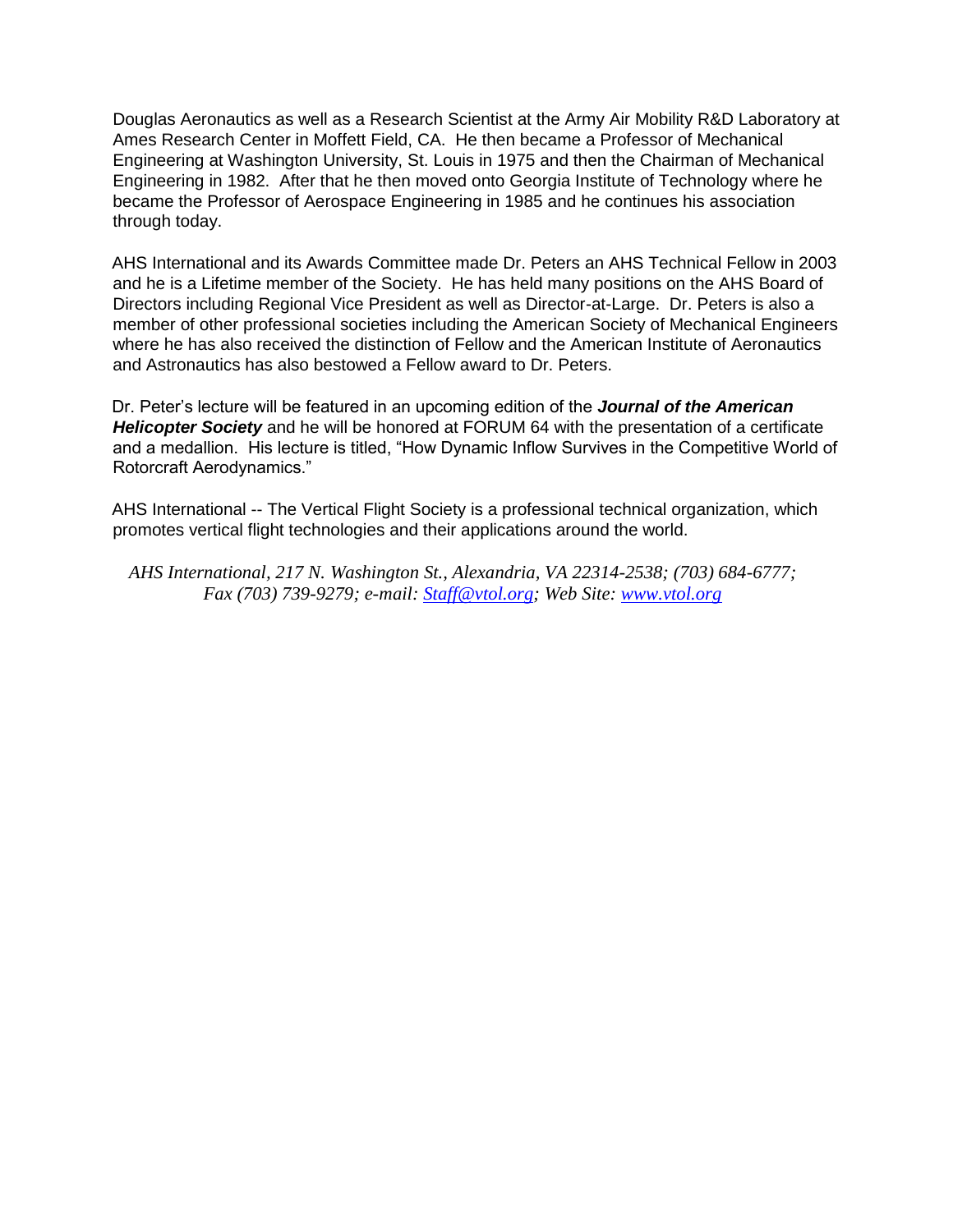Douglas Aeronautics as well as a Research Scientist at the Army Air Mobility R&D Laboratory at Ames Research Center in Moffett Field, CA. He then became a Professor of Mechanical Engineering at Washington University, St. Louis in 1975 and then the Chairman of Mechanical Engineering in 1982. After that he then moved onto Georgia Institute of Technology where he became the Professor of Aerospace Engineering in 1985 and he continues his association through today.

AHS International and its Awards Committee made Dr. Peters an AHS Technical Fellow in 2003 and he is a Lifetime member of the Society. He has held many positions on the AHS Board of Directors including Regional Vice President as well as Director-at-Large. Dr. Peters is also a member of other professional societies including the American Society of Mechanical Engineers where he has also received the distinction of Fellow and the American Institute of Aeronautics and Astronautics has also bestowed a Fellow award to Dr. Peters.

Dr. Peter's lecture will be featured in an upcoming edition of the ***Journal of the American Helicopter Society*** and he will be honored at FORUM 64 with the presentation of a certificate and a medallion. His lecture is titled, "How Dynamic Inflow Survives in the Competitive World of Rotorcraft Aerodynamics."

AHS International -- The Vertical Flight Society is a professional technical organization, which promotes vertical flight technologies and their applications around the world.

*AHS International, 217 N. Washington St., Alexandria, VA 22314-2538; (703) 684-6777; Fax (703) 739-9279; e-mail: [Staff@vtol.org](mailto:Staff@vtol.org); Web Site: [www.vtol.org](http://www.vtol.org)*